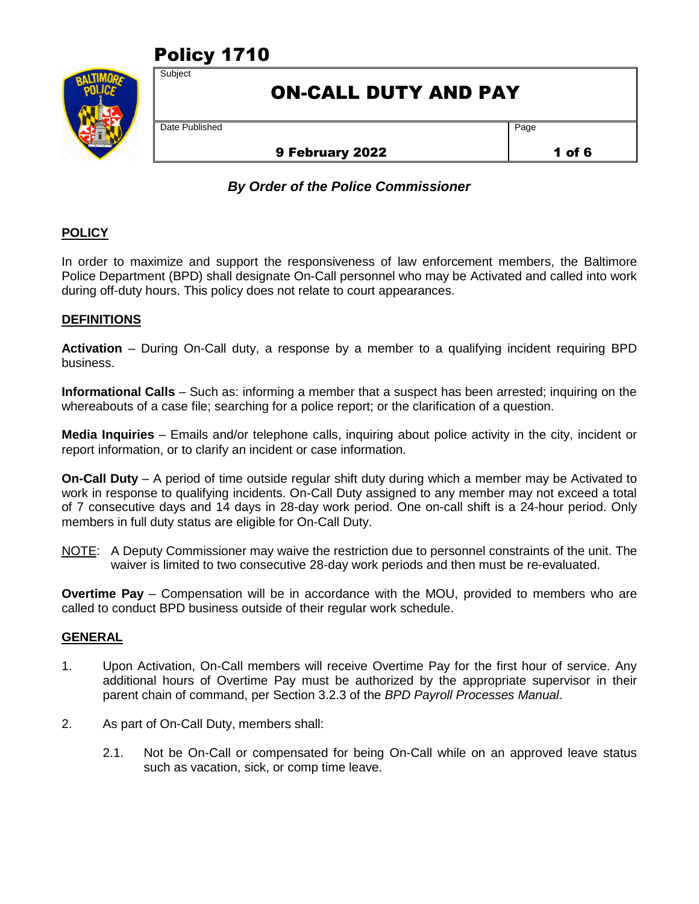# Policy 1710

Subject

## ON-CALL DUTY AND PAY

Date Published

**9 February 2022**

***By Order of the Police Commissioner***

## POLICY

In order to maximize and support the responsiveness of law enforcement members, the Baltimore Police Department (BPD) shall designate On-Call personnel who may be Activated and called into work during off-duty hours. This policy does not relate to court appearances.

## DEFINITIONS

**Activation** – During On-Call duty, a response by a member to a qualifying incident requiring BPD business.

**Informational Calls** – Such as: informing a member that a suspect has been arrested; inquiring on the whereabouts of a case file; searching for a police report; or the clarification of a question.

**Media Inquiries** – Emails and/or telephone calls, inquiring about police activity in the city, incident or report information, or to clarify an incident or case information.

**On-Call Duty** – A period of time outside regular shift duty during which a member may be Activated to work in response to qualifying incidents. On-Call Duty assigned to any member may not exceed a total of 7 consecutive days and 14 days in 28-day work period. One on-call shift is a 24-hour period. Only members in full duty status are eligible for On-Call Duty.

NOTE: A Deputy Commissioner may waive the restriction due to personnel constraints of the unit. The waiver is limited to two consecutive 28-day work periods and then must be re-evaluated.

**Overtime Pay** – Compensation will be in accordance with the MOU, provided to members who are called to conduct BPD business outside of their regular work schedule.

## GENERAL

1. Upon Activation, On-Call members will receive Overtime Pay for the first hour of service. Any additional hours of Overtime Pay must be authorized by the appropriate supervisor in their parent chain of command, per Section 3.2.3 of the *BPD Payroll Processes Manual*.

2. As part of On-Call Duty, members shall:

   2.1. Not be On-Call or compensated for being On-Call while on an approved leave status such as vacation, sick, or comp time leave.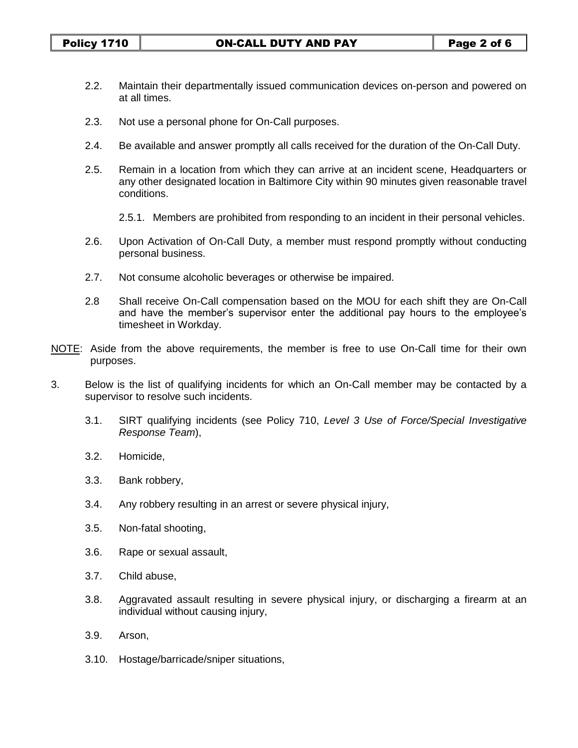2.2. Maintain their departmentally issued communication devices on-person and powered on at all times.

2.3. Not use a personal phone for On-Call purposes.

2.4. Be available and answer promptly all calls received for the duration of the On-Call Duty.

2.5. Remain in a location from which they can arrive at an incident scene, Headquarters or any other designated location in Baltimore City within 90 minutes given reasonable travel conditions.

  2.5.1. Members are prohibited from responding to an incident in their personal vehicles.

2.6. Upon Activation of On-Call Duty, a member must respond promptly without conducting personal business.

2.7. Not consume alcoholic beverages or otherwise be impaired.

2.8 Shall receive On-Call compensation based on the MOU for each shift they are On-Call and have the member's supervisor enter the additional pay hours to the employee's timesheet in Workday.

<u>NOTE</u>: Aside from the above requirements, the member is free to use On-Call time for their own purposes.

3. Below is the list of qualifying incidents for which an On-Call member may be contacted by a supervisor to resolve such incidents.

  3.1. SIRT qualifying incidents (see Policy 710, *Level 3 Use of Force/Special Investigative Response Team*),

  3.2. Homicide,

  3.3. Bank robbery,

  3.4. Any robbery resulting in an arrest or severe physical injury,

  3.5. Non-fatal shooting,

  3.6. Rape or sexual assault,

  3.7. Child abuse,

  3.8. Aggravated assault resulting in severe physical injury, or discharging a firearm at an individual without causing injury,

  3.9. Arson,

  3.10. Hostage/barricade/sniper situations,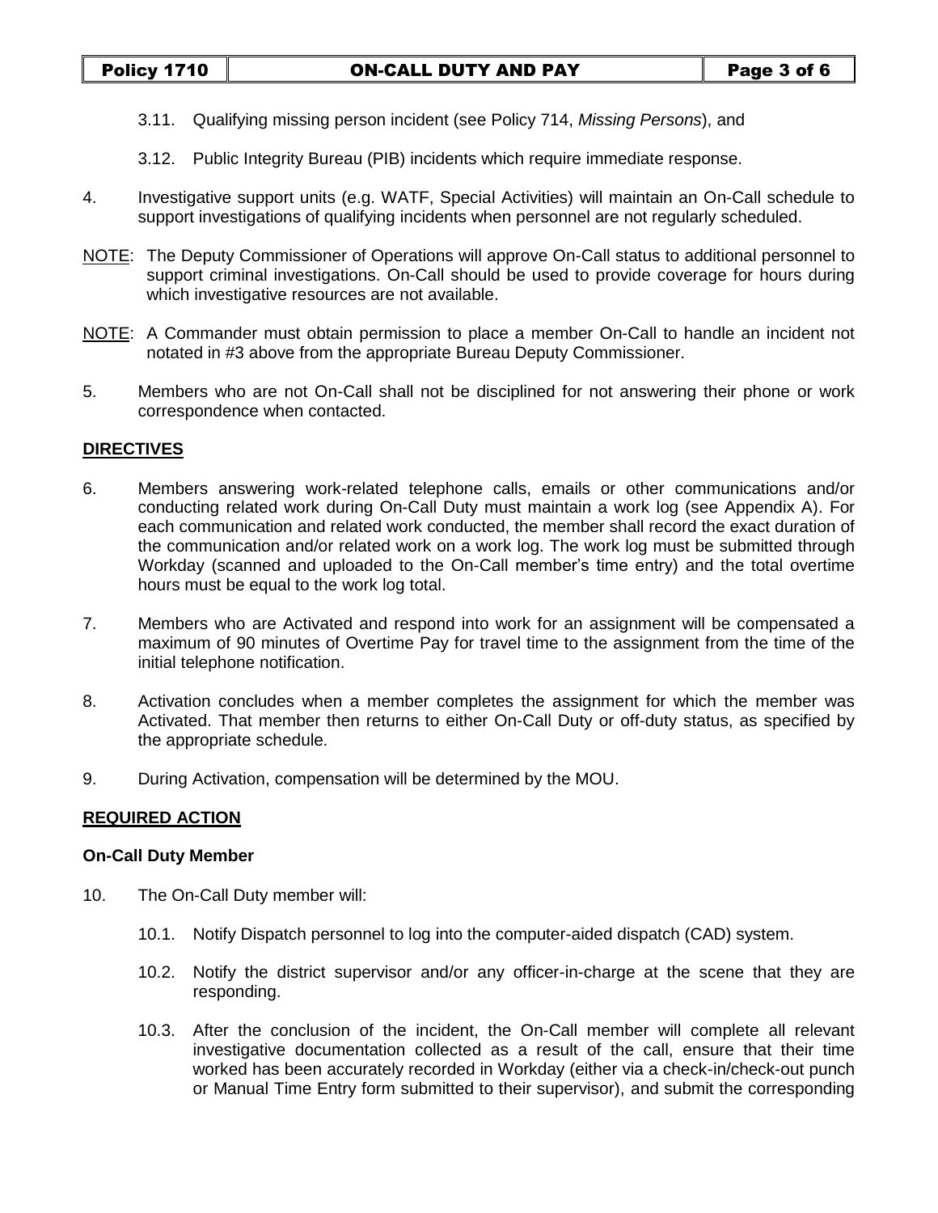3.11. Qualifying missing person incident (see Policy 714, *Missing Persons*), and

3.12. Public Integrity Bureau (PIB) incidents which require immediate response.

4. Investigative support units (e.g. WATF, Special Activities) will maintain an On-Call schedule to support investigations of qualifying incidents when personnel are not regularly scheduled.

NOTE: The Deputy Commissioner of Operations will approve On-Call status to additional personnel to support criminal investigations. On-Call should be used to provide coverage for hours during which investigative resources are not available.

NOTE: A Commander must obtain permission to place a member On-Call to handle an incident not notated in #3 above from the appropriate Bureau Deputy Commissioner.

5. Members who are not On-Call shall not be disciplined for not answering their phone or work correspondence when contacted.

## DIRECTIVES

6. Members answering work-related telephone calls, emails or other communications and/or conducting related work during On-Call Duty must maintain a work log (see Appendix A). For each communication and related work conducted, the member shall record the exact duration of the communication and/or related work on a work log. The work log must be submitted through Workday (scanned and uploaded to the On-Call member's time entry) and the total overtime hours must be equal to the work log total.

7. Members who are Activated and respond into work for an assignment will be compensated a maximum of 90 minutes of Overtime Pay for travel time to the assignment from the time of the initial telephone notification.

8. Activation concludes when a member completes the assignment for which the member was Activated. That member then returns to either On-Call Duty or off-duty status, as specified by the appropriate schedule.

9. During Activation, compensation will be determined by the MOU.

## REQUIRED ACTION

### On-Call Duty Member

10. The On-Call Duty member will:

10.1. Notify Dispatch personnel to log into the computer-aided dispatch (CAD) system.

10.2. Notify the district supervisor and/or any officer-in-charge at the scene that they are responding.

10.3. After the conclusion of the incident, the On-Call member will complete all relevant investigative documentation collected as a result of the call, ensure that their time worked has been accurately recorded in Workday (either via a check-in/check-out punch or Manual Time Entry form submitted to their supervisor), and submit the corresponding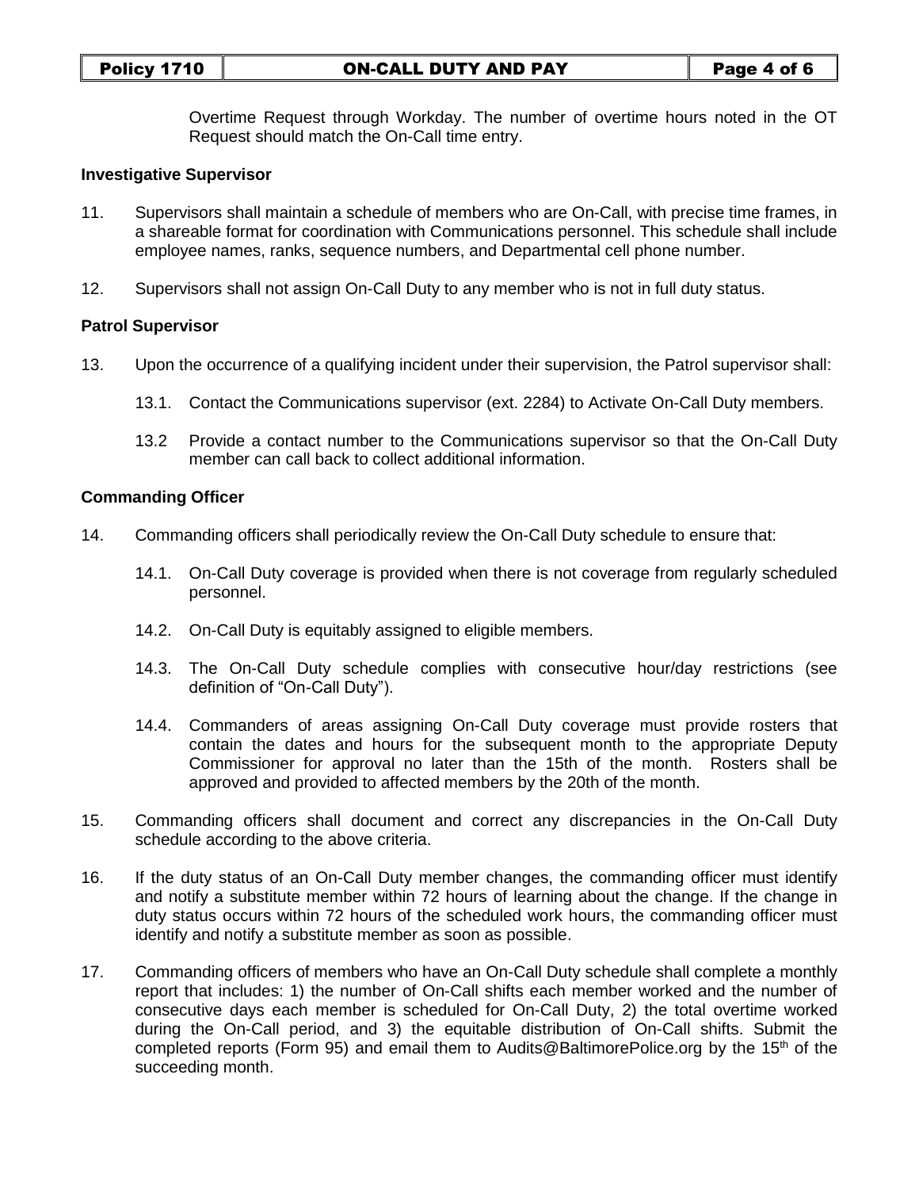Overtime Request through Workday. The number of overtime hours noted in the OT Request should match the On-Call time entry.

**Investigative Supervisor**

11. Supervisors shall maintain a schedule of members who are On-Call, with precise time frames, in a shareable format for coordination with Communications personnel. This schedule shall include employee names, ranks, sequence numbers, and Departmental cell phone number.

12. Supervisors shall not assign On-Call Duty to any member who is not in full duty status.

**Patrol Supervisor**

13. Upon the occurrence of a qualifying incident under their supervision, the Patrol supervisor shall:

    13.1. Contact the Communications supervisor (ext. 2284) to Activate On-Call Duty members.

    13.2 Provide a contact number to the Communications supervisor so that the On-Call Duty member can call back to collect additional information.

**Commanding Officer**

14. Commanding officers shall periodically review the On-Call Duty schedule to ensure that:

    14.1. On-Call Duty coverage is provided when there is not coverage from regularly scheduled personnel.

    14.2. On-Call Duty is equitably assigned to eligible members.

    14.3. The On-Call Duty schedule complies with consecutive hour/day restrictions (see definition of "On-Call Duty").

    14.4. Commanders of areas assigning On-Call Duty coverage must provide rosters that contain the dates and hours for the subsequent month to the appropriate Deputy Commissioner for approval no later than the 15th of the month. Rosters shall be approved and provided to affected members by the 20th of the month.

15. Commanding officers shall document and correct any discrepancies in the On-Call Duty schedule according to the above criteria.

16. If the duty status of an On-Call Duty member changes, the commanding officer must identify and notify a substitute member within 72 hours of learning about the change. If the change in duty status occurs within 72 hours of the scheduled work hours, the commanding officer must identify and notify a substitute member as soon as possible.

17. Commanding officers of members who have an On-Call Duty schedule shall complete a monthly report that includes: 1) the number of On-Call shifts each member worked and the number of consecutive days each member is scheduled for On-Call Duty, 2) the total overtime worked during the On-Call period, and 3) the equitable distribution of On-Call shifts. Submit the completed reports (Form 95) and email them to Audits@BaltimorePolice.org by the 15th of the succeeding month.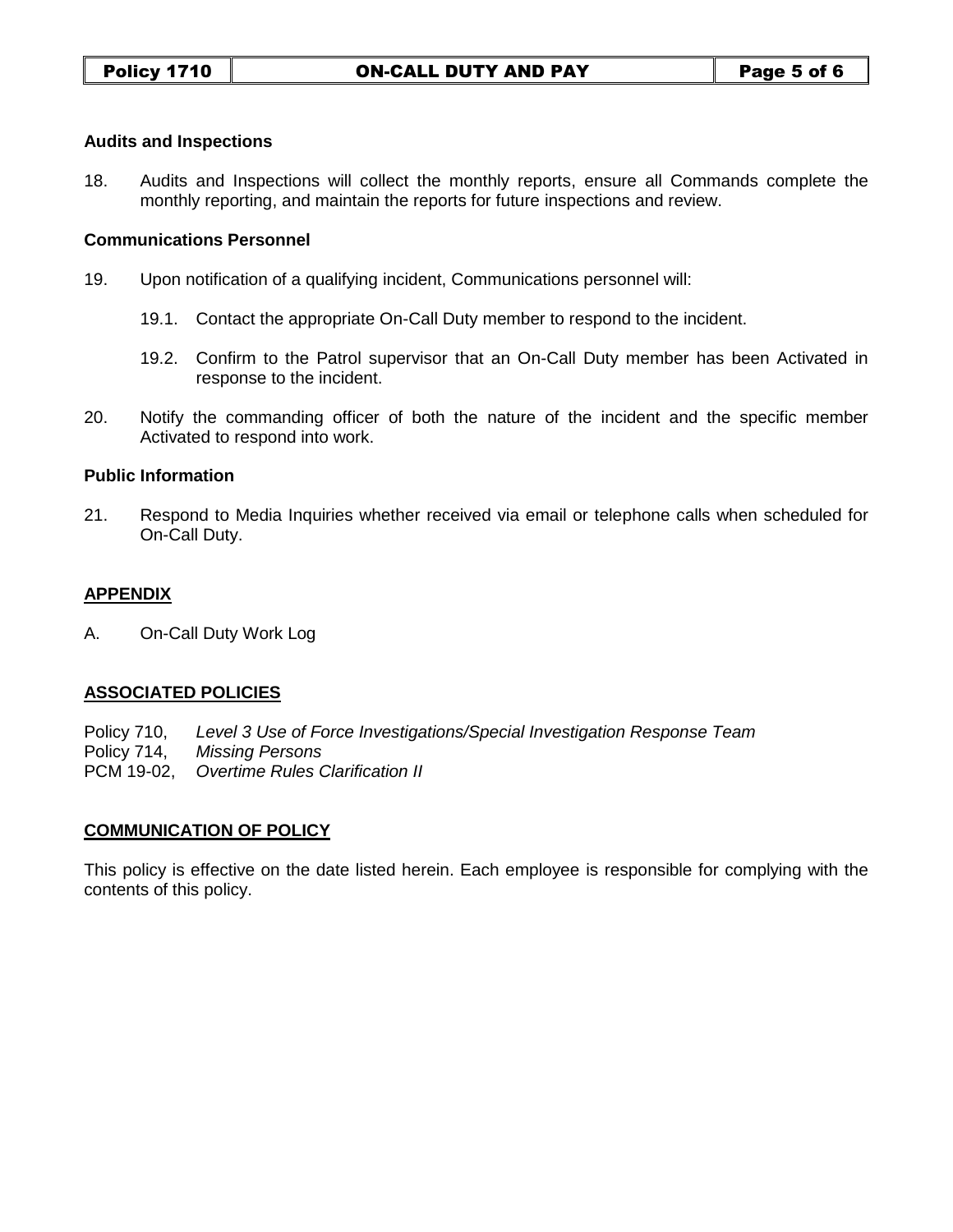**Audits and Inspections**

18. Audits and Inspections will collect the monthly reports, ensure all Commands complete the monthly reporting, and maintain the reports for future inspections and review.

**Communications Personnel**

19. Upon notification of a qualifying incident, Communications personnel will:

    19.1. Contact the appropriate On-Call Duty member to respond to the incident.

    19.2. Confirm to the Patrol supervisor that an On-Call Duty member has been Activated in response to the incident.

20. Notify the commanding officer of both the nature of the incident and the specific member Activated to respond into work.

**Public Information**

21. Respond to Media Inquiries whether received via email or telephone calls when scheduled for On-Call Duty.

## APPENDIX

A. On-Call Duty Work Log

## ASSOCIATED POLICIES

Policy 710, *Level 3 Use of Force Investigations/Special Investigation Response Team*
Policy 714, *Missing Persons*
PCM 19-02, *Overtime Rules Clarification II*

## COMMUNICATION OF POLICY

This policy is effective on the date listed herein. Each employee is responsible for complying with the contents of this policy.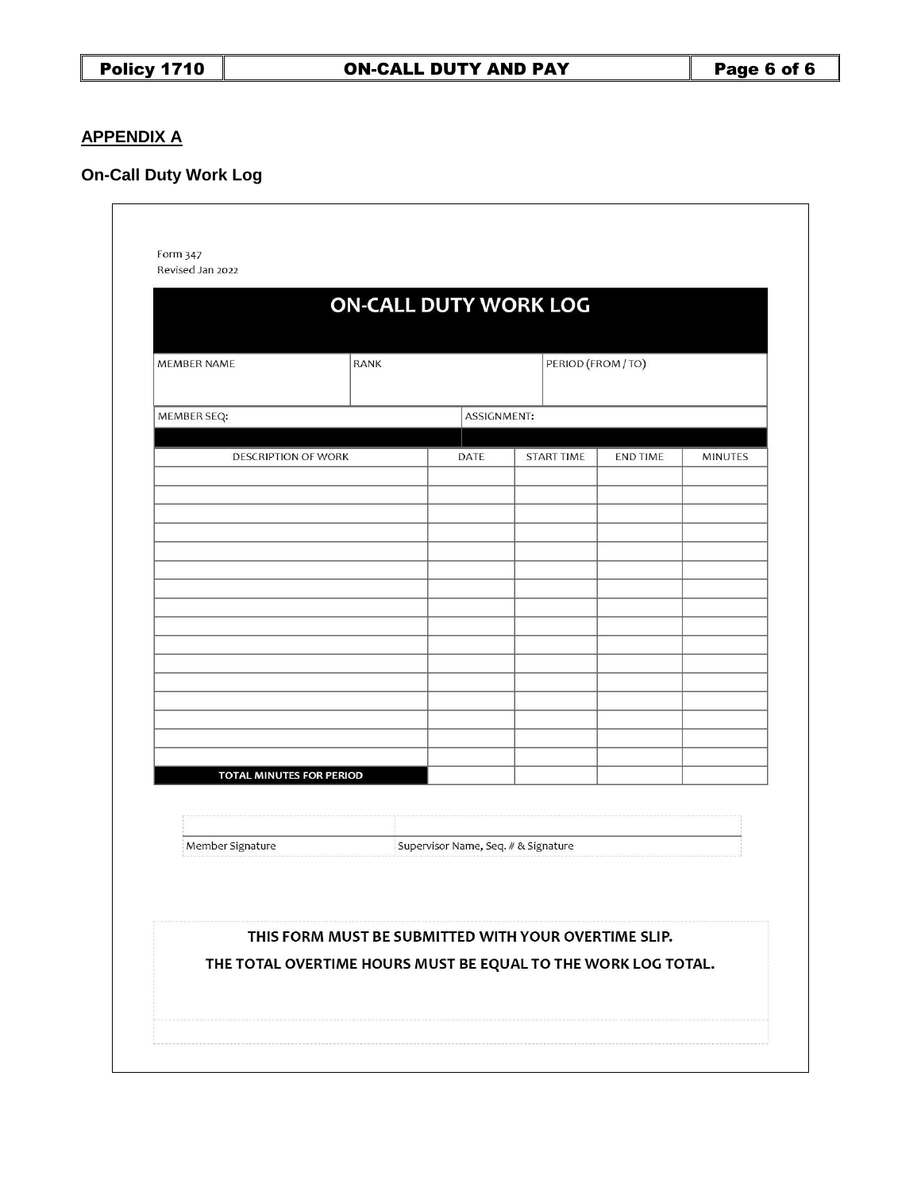## APPENDIX A

### On-Call Duty Work Log

Form 347
Revised Jan 2022

# ON-CALL DUTY WORK LOG

| MEMBER NAME | RANK | PERIOD (FROM / TO) |
|---|---|---|
| | | |

| MEMBER SEQ: | ASSIGNMENT: |
|---|---|
| | |

| DESCRIPTION OF WORK | DATE | START TIME | END TIME | MINUTES |
|---|---|---|---|---|
| | | | | |
| | | | | |
| | | | | |
| | | | | |
| | | | | |
| | | | | |
| | | | | |
| | | | | |
| | | | | |
| | | | | |
| | | | | |
| | | | | |
| | | | | |
| | | | | |
| | | | | |
| | | | | |
| **TOTAL MINUTES FOR PERIOD** | | | | |

| | |
|---|---|
| Member Signature | Supervisor Name, Seq. # & Signature |

**THIS FORM MUST BE SUBMITTED WITH YOUR OVERTIME SLIP.**

**THE TOTAL OVERTIME HOURS MUST BE EQUAL TO THE WORK LOG TOTAL.**